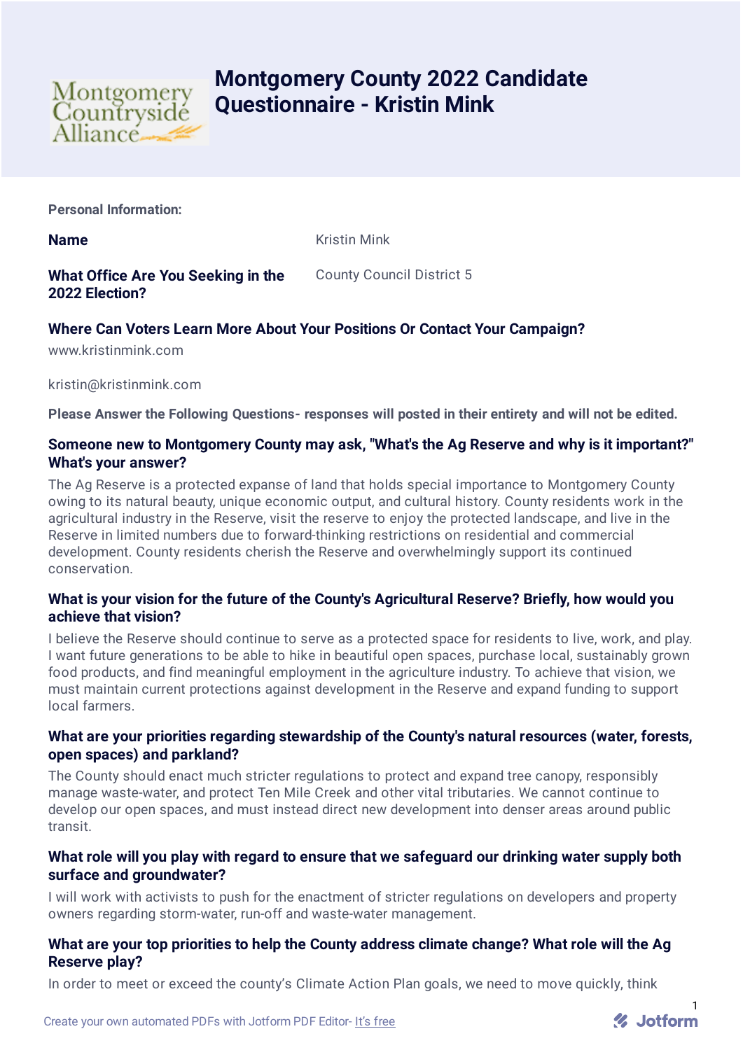# Montgomery County 2022 Candidate Questionnaire - Kristin Mink

**Personal Information:**

**Name** Kristin Mink

**What Office Are You Seeking in the 2022 Election?** County Council District 5

**Where Can Voters Learn More About Your Positions Or Contact Your Campaign?**

www.kristinmink.com

kristin@kristinmink.com

**Please Answer the Following Questions- responses will posted in their entirety and will not be edited.**

### Someone new to Montgomery County may ask, "What's the Ag Reserve and why is it important?" What's your answer?

The Ag Reserve is a protected expanse of land that holds special importance to Montgomery County owing to its natural beauty, unique economic output, and cultural history. County residents work in the agricultural industry in the Reserve, visit the reserve to enjoy the protected landscape, and live in the Reserve in limited numbers due to forward-thinking restrictions on residential and commercial development. County residents cherish the Reserve and overwhelmingly support its continued conservation.

### What is your vision for the future of the County's Agricultural Reserve? Briefly, how would you achieve that vision?

I believe the Reserve should continue to serve as a protected space for residents to live, work, and play. I want future generations to be able to hike in beautiful open spaces, purchase local, sustainably grown food products, and find meaningful employment in the agriculture industry. To achieve that vision, we must maintain current protections against development in the Reserve and expand funding to support local farmers.

### What are your priorities regarding stewardship of the County's natural resources (water, forests, open spaces) and parkland?

The County should enact much stricter regulations to protect and expand tree canopy, responsibly manage waste-water, and protect Ten Mile Creek and other vital tributaries. We cannot continue to develop our open spaces, and must instead direct new development into denser areas around public transit.

### What role will you play with regard to ensure that we safeguard our drinking water supply both surface and groundwater?

I will work with activists to push for the enactment of stricter regulations on developers and property owners regarding storm-water, run-off and waste-water management.

### What are your top priorities to help the County address climate change? What role will the Ag Reserve play?

In order to meet or exceed the county's Climate Action Plan goals, we need to move quickly, think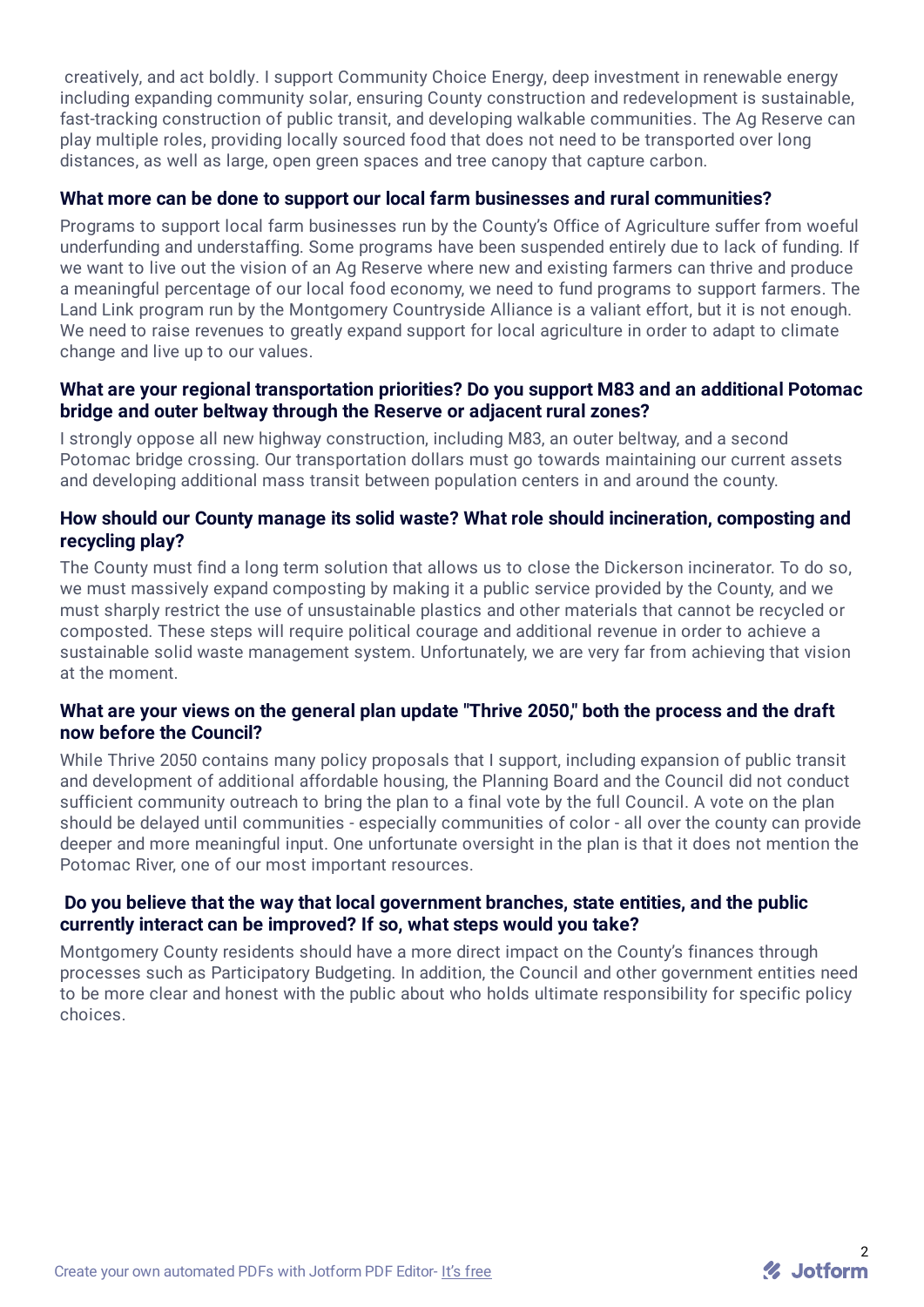creatively, and act boldly. I support Community Choice Energy, deep investment in renewable energy including expanding community solar, ensuring County construction and redevelopment is sustainable, fast-tracking construction of public transit, and developing walkable communities. The Ag Reserve can play multiple roles, providing locally sourced food that does not need to be transported over long distances, as well as large, open green spaces and tree canopy that capture carbon.

### What more can be done to support our local farm businesses and rural communities?

Programs to support local farm businesses run by the County's Office of Agriculture suffer from woeful underfunding and understaffing. Some programs have been suspended entirely due to lack of funding. If we want to live out the vision of an Ag Reserve where new and existing farmers can thrive and produce a meaningful percentage of our local food economy, we need to fund programs to support farmers. The Land Link program run by the Montgomery Countryside Alliance is a valiant effort, but it is not enough. We need to raise revenues to greatly expand support for local agriculture in order to adapt to climate change and live up to our values.

### What are your regional transportation priorities? Do you support M83 and an additional Potomac bridge and outer beltway through the Reserve or adjacent rural zones?

I strongly oppose all new highway construction, including M83, an outer beltway, and a second Potomac bridge crossing. Our transportation dollars must go towards maintaining our current assets and developing additional mass transit between population centers in and around the county.

### How should our County manage its solid waste? What role should incineration, composting and recycling play?

The County must find a long term solution that allows us to close the Dickerson incinerator. To do so, we must massively expand composting by making it a public service provided by the County, and we must sharply restrict the use of unsustainable plastics and other materials that cannot be recycled or composted. These steps will require political courage and additional revenue in order to achieve a sustainable solid waste management system. Unfortunately, we are very far from achieving that vision at the moment.

### What are your views on the general plan update "Thrive 2050," both the process and the draft now before the Council?

While Thrive 2050 contains many policy proposals that I support, including expansion of public transit and development of additional affordable housing, the Planning Board and the Council did not conduct sufficient community outreach to bring the plan to a final vote by the full Council. A vote on the plan should be delayed until communities - especially communities of color - all over the county can provide deeper and more meaningful input. One unfortunate oversight in the plan is that it does not mention the Potomac River, one of our most important resources.

### Do you believe that the way that local government branches, state entities, and the public currently interact can be improved? If so, what steps would you take?

Montgomery County residents should have a more direct impact on the County's finances through processes such as Participatory Budgeting. In addition, the Council and other government entities need to be more clear and honest with the public about who holds ultimate responsibility for specific policy choices.